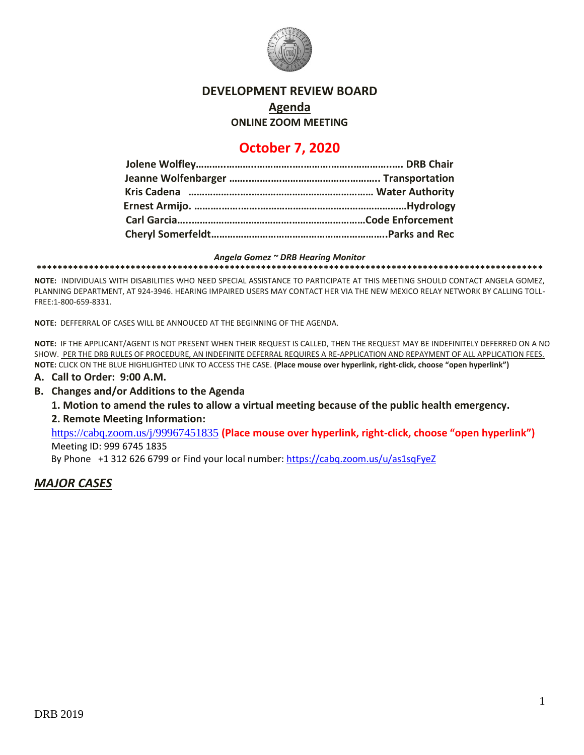# DEVELOPMENT REVIEW BOARD

## Agenda

**ONLINE ZOOM MEETING**

## October 7, 2020

**Jolene Wolfley……….……….…………….……………..……………..…. DRB Chair**
**Jeanne Wolfenbarger …….…………….………………………….. Transportation**
**Kris Cadena ………………………………………………………… Water Authority**
**Ernest Armijo. …………………….……………………………………………Hydrology**
**Carl Garcia…..……………………………………………………Code Enforcement**
**Cheryl Somerfeldt………………………………………………………..Parks and Rec**

*Angela Gomez ~ DRB Hearing Monitor*

**\*\*\*\*\*\*\*\*\*\*\*\*\*\*\*\*\*\*\*\*\*\*\*\*\*\*\*\*\*\*\*\*\*\*\*\*\*\*\*\*\*\*\*\*\*\*\*\*\*\*\*\*\*\*\*\*\*\*\*\*\*\*\*\*\*\*\*\*\*\*\*\*\*\*\*\*\*\*\*\*\*\*\*\*\*\*\*\*\*\*\*\*\*\*\*\*\*\*\*\*\***

**NOTE:** INDIVIDUALS WITH DISABILITIES WHO NEED SPECIAL ASSISTANCE TO PARTICIPATE AT THIS MEETING SHOULD CONTACT ANGELA GOMEZ, PLANNING DEPARTMENT, AT 924-3946. HEARING IMPAIRED USERS MAY CONTACT HER VIA THE NEW MEXICO RELAY NETWORK BY CALLING TOLL-FREE:1-800-659-8331.

**NOTE:** DEFFERRAL OF CASES WILL BE ANNOUCED AT THE BEGINNING OF THE AGENDA.

**NOTE:** IF THE APPLICANT/AGENT IS NOT PRESENT WHEN THEIR REQUEST IS CALLED, THEN THE REQUEST MAY BE INDEFINITELY DEFERRED ON A NO SHOW. PER THE DRB RULES OF PROCEDURE, AN INDEFINITE DEFERRAL REQUIRES A RE-APPLICATION AND REPAYMENT OF ALL APPLICATION FEES.
**NOTE:** CLICK ON THE BLUE HIGHLIGHTED LINK TO ACCESS THE CASE. **(Place mouse over hyperlink, right-click, choose "open hyperlink")**

**A. Call to Order: 9:00 A.M.**

**B. Changes and/or Additions to the Agenda**

**1. Motion to amend the rules to allow a virtual meeting because of the public health emergency.**

**2. Remote Meeting Information:**

https://cabq.zoom.us/j/99967451835 **(Place mouse over hyperlink, right-click, choose "open hyperlink")**
Meeting ID: 999 6745 1835
By Phone +1 312 626 6799 or Find your local number: https://cabq.zoom.us/u/as1sqFyeZ

## *MAJOR CASES*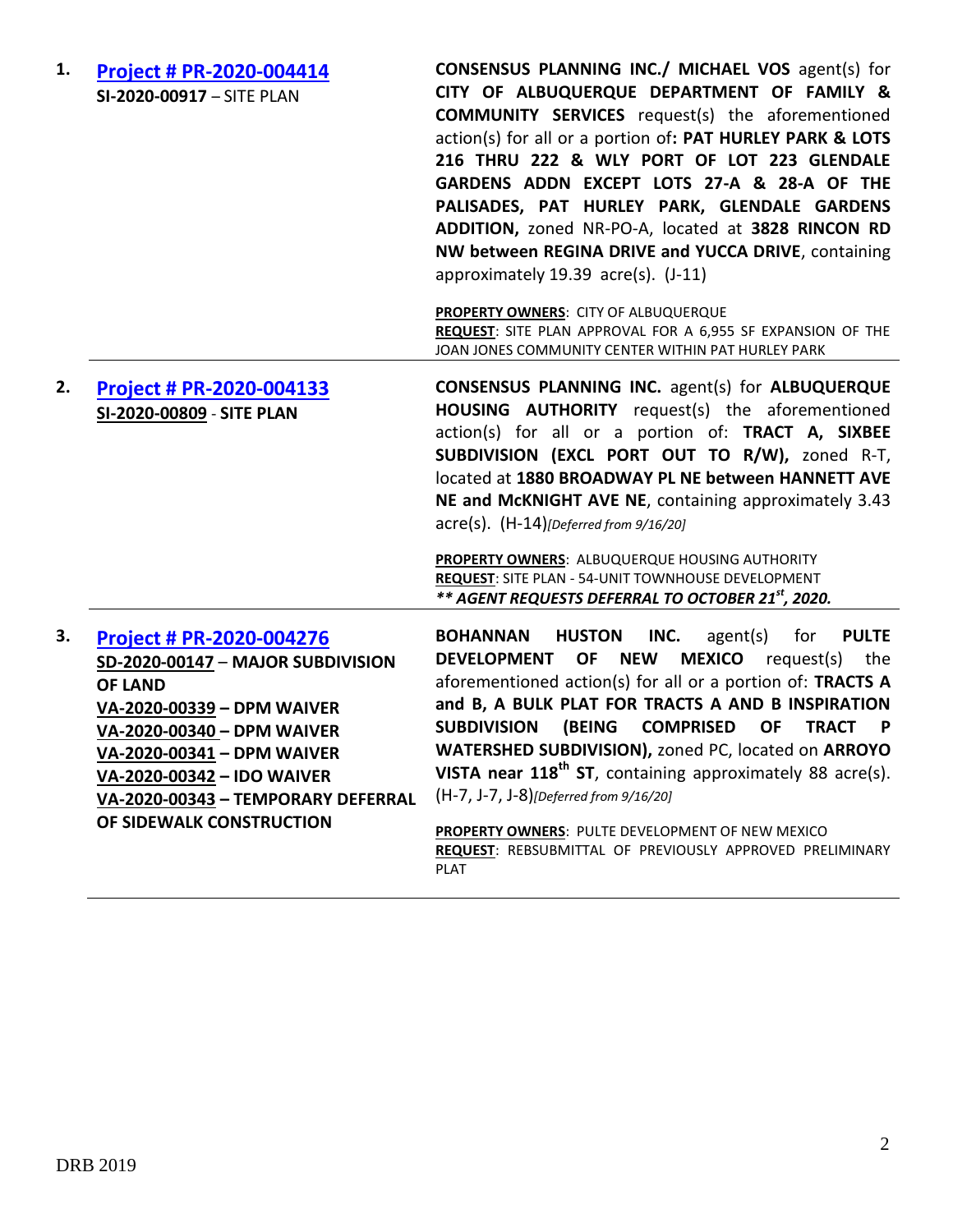| | | |
|---|---|---|
| 1. | **Project # PR-2020-004414**<br>**SI-2020-00917** – SITE PLAN | **CONSENSUS PLANNING INC./ MICHAEL VOS** agent(s) for **CITY OF ALBUQUERQUE DEPARTMENT OF FAMILY & COMMUNITY SERVICES** request(s) the aforementioned action(s) for all or a portion of**: PAT HURLEY PARK & LOTS 216 THRU 222 & WLY PORT OF LOT 223 GLENDALE GARDENS ADDN EXCEPT LOTS 27-A & 28-A OF THE PALISADES, PAT HURLEY PARK, GLENDALE GARDENS ADDITION,** zoned NR-PO-A, located at **3828 RINCON RD NW between REGINA DRIVE and YUCCA DRIVE**, containing approximately 19.39 acre(s). (J-11)<br><br>**PROPERTY OWNERS**: CITY OF ALBUQUERQUE<br>**REQUEST**: SITE PLAN APPROVAL FOR A 6,955 SF EXPANSION OF THE JOAN JONES COMMUNITY CENTER WITHIN PAT HURLEY PARK |
| 2. | **Project # PR-2020-004133**<br>**SI-2020-00809** - **SITE PLAN** | **CONSENSUS PLANNING INC.** agent(s) for **ALBUQUERQUE HOUSING AUTHORITY** request(s) the aforementioned action(s) for all or a portion of: **TRACT A, SIXBEE SUBDIVISION (EXCL PORT OUT TO R/W),** zoned R-T, located at **1880 BROADWAY PL NE between HANNETT AVE NE and McKNIGHT AVE NE**, containing approximately 3.43 acre(s). (H-14)*[Deferred from 9/16/20]*<br><br>**PROPERTY OWNERS**: ALBUQUERQUE HOUSING AUTHORITY<br>**REQUEST**: SITE PLAN - 54-UNIT TOWNHOUSE DEVELOPMENT<br>***** AGENT REQUESTS DEFERRAL TO OCTOBER 21st, 2020.*** |
| 3. | **Project # PR-2020-004276**<br>**SD-2020-00147** – **MAJOR SUBDIVISION OF LAND**<br>**VA-2020-00339 – DPM WAIVER**<br>**VA-2020-00340 – DPM WAIVER**<br>**VA-2020-00341 – DPM WAIVER**<br>**VA-2020-00342 – IDO WAIVER**<br>**VA-2020-00343 – TEMPORARY DEFERRAL OF SIDEWALK CONSTRUCTION** | **BOHANNAN HUSTON INC.** agent(s) for **PULTE DEVELOPMENT OF NEW MEXICO** request(s) the aforementioned action(s) for all or a portion of: **TRACTS A and B, A BULK PLAT FOR TRACTS A AND B INSPIRATION SUBDIVISION (BEING COMPRISED OF TRACT P WATERSHED SUBDIVISION),** zoned PC, located on **ARROYO VISTA near 118th ST**, containing approximately 88 acre(s). (H-7, J-7, J-8)*[Deferred from 9/16/20]*<br><br>**PROPERTY OWNERS**: PULTE DEVELOPMENT OF NEW MEXICO<br>**REQUEST**: REBSUBMITTAL OF PREVIOUSLY APPROVED PRELIMINARY PLAT |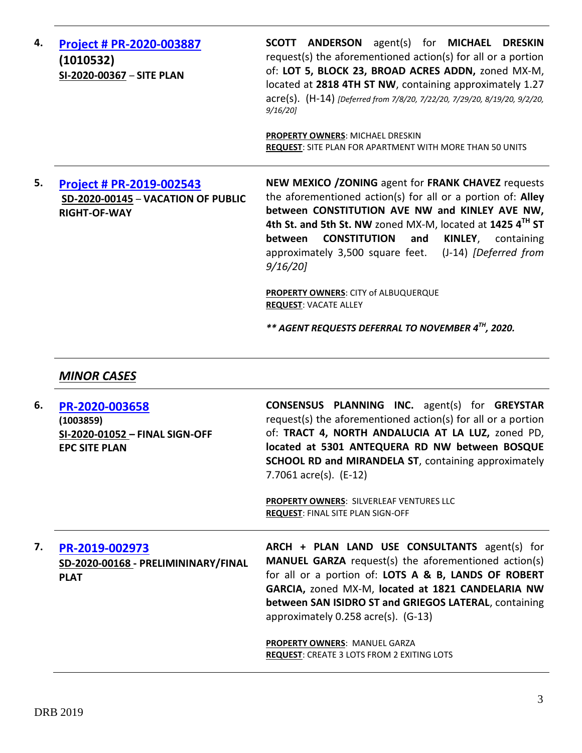| | | |
|---|---|---|
| 4. | **[Project # PR-2020-003887](#)**<br>**(1010532)**<br>**SI-2020-00367 – SITE PLAN** | **SCOTT ANDERSON** agent(s) for **MICHAEL DRESKIN** request(s) the aforementioned action(s) for all or a portion of: **LOT 5, BLOCK 23, BROAD ACRES ADDN,** zoned MX-M, located at **2818 4TH ST NW**, containing approximately 1.27 acre(s). (H-14) *[Deferred from 7/8/20, 7/22/20, 7/29/20, 8/19/20, 9/2/20, 9/16/20]*<br><br>**PROPERTY OWNERS**: MICHAEL DRESKIN<br>**REQUEST**: SITE PLAN FOR APARTMENT WITH MORE THAN 50 UNITS |
| 5. | **[Project # PR-2019-002543](#)**<br>**SD-2020-00145 – VACATION OF PUBLIC RIGHT-OF-WAY** | **NEW MEXICO /ZONING** agent for **FRANK CHAVEZ** requests the aforementioned action(s) for all or a portion of: **Alley between CONSTITUTION AVE NW and KINLEY AVE NW, 4th St. and 5th St. NW** zoned MX-M, located at **1425 4TH ST between CONSTITUTION and KINLEY**, containing approximately 3,500 square feet. (J-14) *[Deferred from 9/16/20]*<br><br>**PROPERTY OWNERS**: CITY of ALBUQUERQUE<br>**REQUEST**: VACATE ALLEY<br><br>***\*\* AGENT REQUESTS DEFERRAL TO NOVEMBER 4TH, 2020.*** |

### *MINOR CASES*

| | | |
|---|---|---|
| 6. | **[PR-2020-003658](#)**<br>**(1003859)**<br>**SI-2020-01052 – FINAL SIGN-OFF EPC SITE PLAN** | **CONSENSUS PLANNING INC.** agent(s) for **GREYSTAR** request(s) the aforementioned action(s) for all or a portion of: **TRACT 4, NORTH ANDALUCIA AT LA LUZ,** zoned PD, **located at 5301 ANTEQUERA RD NW between BOSQUE SCHOOL RD and MIRANDELA ST**, containing approximately 7.7061 acre(s). (E-12)<br><br>**PROPERTY OWNERS**: SILVERLEAF VENTURES LLC<br>**REQUEST**: FINAL SITE PLAN SIGN-OFF |
| 7. | **[PR-2019-002973](#)**<br>**SD-2020-00168 - PRELIMININARY/FINAL PLAT** | **ARCH + PLAN LAND USE CONSULTANTS** agent(s) for **MANUEL GARZA** request(s) the aforementioned action(s) for all or a portion of: **LOTS A & B, LANDS OF ROBERT GARCIA,** zoned MX-M, **located at 1821 CANDELARIA NW between SAN ISIDRO ST and GRIEGOS LATERAL**, containing approximately 0.258 acre(s). (G-13)<br><br>**PROPERTY OWNERS**: MANUEL GARZA<br>**REQUEST**: CREATE 3 LOTS FROM 2 EXITING LOTS |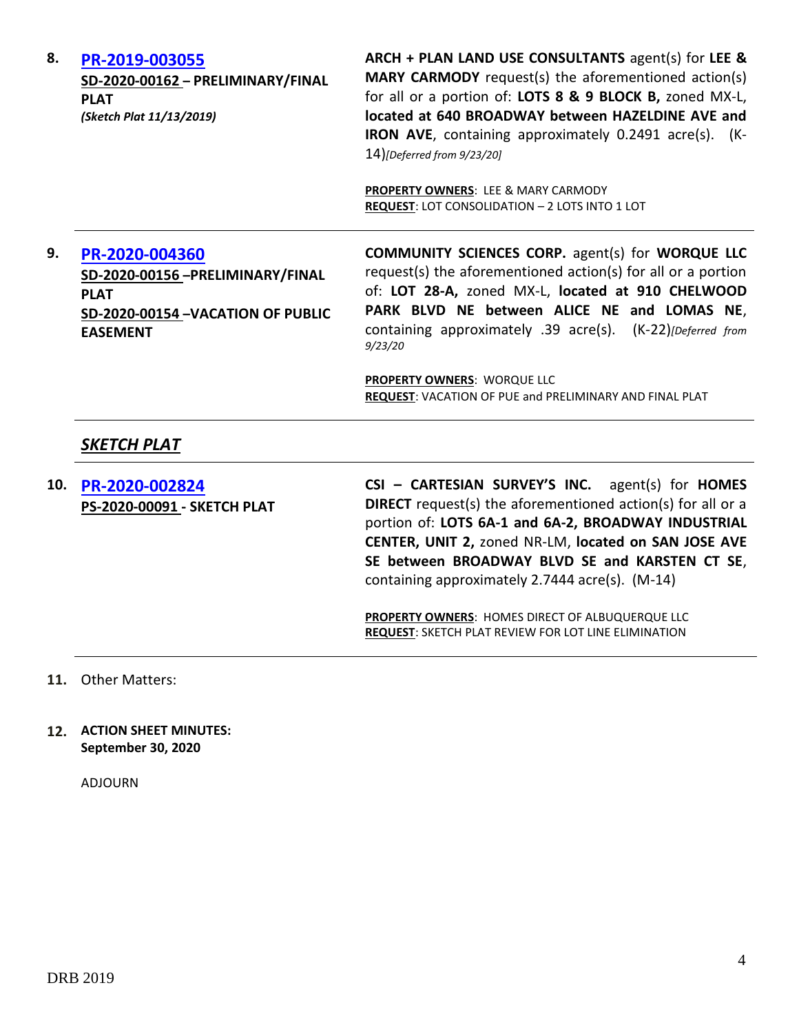8. **PR-2019-003055**
**SD-2020-00162 – PRELIMINARY/FINAL PLAT**
*(Sketch Plat 11/13/2019)*

**ARCH + PLAN LAND USE CONSULTANTS** agent(s) for **LEE & MARY CARMODY** request(s) the aforementioned action(s) for all or a portion of: **LOTS 8 & 9 BLOCK B,** zoned MX-L, **located at 640 BROADWAY between HAZELDINE AVE and IRON AVE**, containing approximately 0.2491 acre(s). (K-14)*[Deferred from 9/23/20]*

**PROPERTY OWNERS**: LEE & MARY CARMODY
**REQUEST**: LOT CONSOLIDATION – 2 LOTS INTO 1 LOT

---

9. **PR-2020-004360**
**SD-2020-00156 –PRELIMINARY/FINAL PLAT**
**SD-2020-00154 –VACATION OF PUBLIC EASEMENT**

**COMMUNITY SCIENCES CORP.** agent(s) for **WORQUE LLC** request(s) the aforementioned action(s) for all or a portion of: **LOT 28-A,** zoned MX-L, **located at 910 CHELWOOD PARK BLVD NE between ALICE NE and LOMAS NE**, containing approximately .39 acre(s). (K-22)*[Deferred from 9/23/20*

**PROPERTY OWNERS**: WORQUE LLC
**REQUEST**: VACATION OF PUE and PRELIMINARY AND FINAL PLAT

---

## *SKETCH PLAT*

---

10. **PR-2020-002824**
**PS-2020-00091 - SKETCH PLAT**

**CSI – CARTESIAN SURVEY'S INC.** agent(s) for **HOMES DIRECT** request(s) the aforementioned action(s) for all or a portion of: **LOTS 6A-1 and 6A-2, BROADWAY INDUSTRIAL CENTER, UNIT 2,** zoned NR-LM, **located on SAN JOSE AVE SE between BROADWAY BLVD SE and KARSTEN CT SE**, containing approximately 2.7444 acre(s). (M-14)

**PROPERTY OWNERS**: HOMES DIRECT OF ALBUQUERQUE LLC
**REQUEST**: SKETCH PLAT REVIEW FOR LOT LINE ELIMINATION

---

11. Other Matters:

12. **ACTION SHEET MINUTES:**
**September 30, 2020**

ADJOURN

DRB 2019